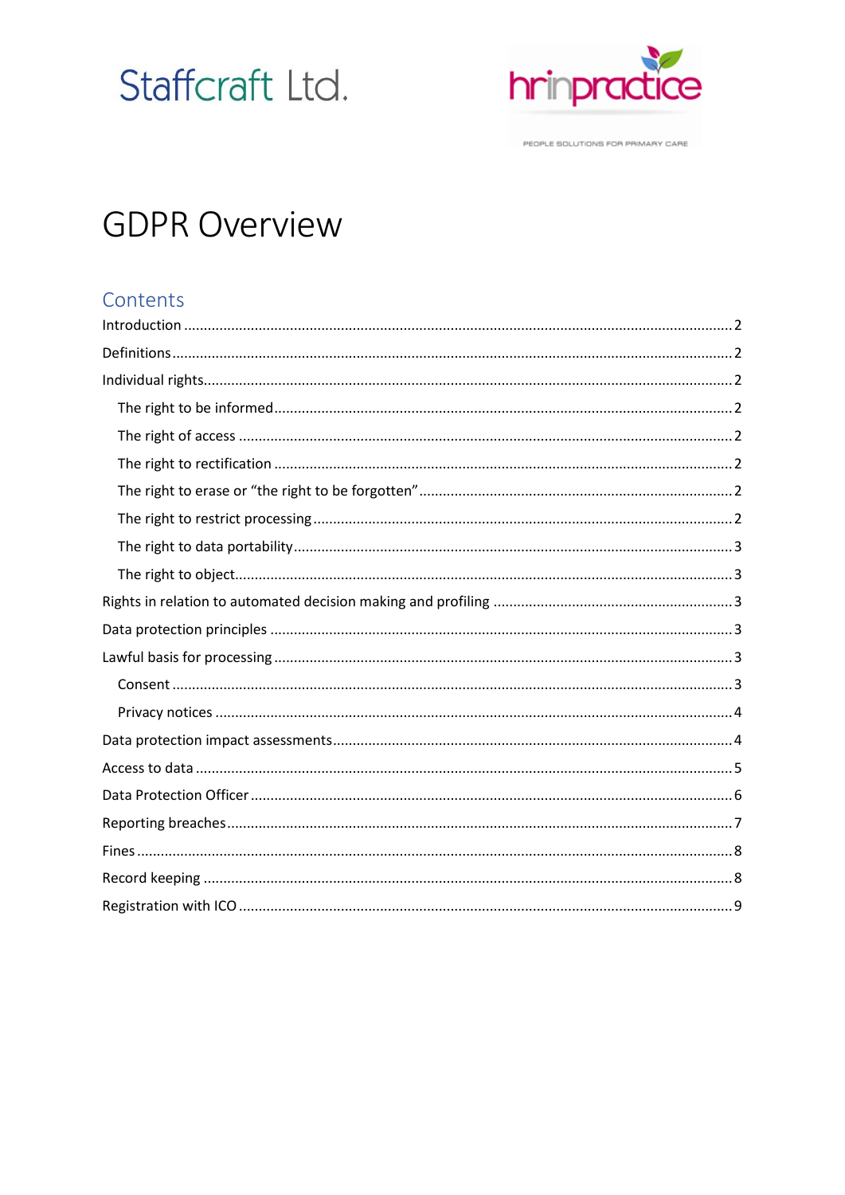Staffcraft Ltd.

hrinpractice

PEOPLE SOLUTIONS FOR PRIMARY CARE

# GDPR Overview

## Contents

Introduction .......... 2

Definitions .......... 2

Individual rights .......... 2

- The right to be informed .......... 2
- The right of access .......... 2
- The right to rectification .......... 2
- The right to erase or "the right to be forgotten" .......... 2
- The right to restrict processing .......... 2
- The right to data portability .......... 3
- The right to object .......... 3

Rights in relation to automated decision making and profiling .......... 3

Data protection principles .......... 3

Lawful basis for processing .......... 3

- Consent .......... 3
- Privacy notices .......... 4

Data protection impact assessments .......... 4

Access to data .......... 5

Data Protection Officer .......... 6

Reporting breaches .......... 7

Fines .......... 8

Record keeping .......... 8

Registration with ICO .......... 9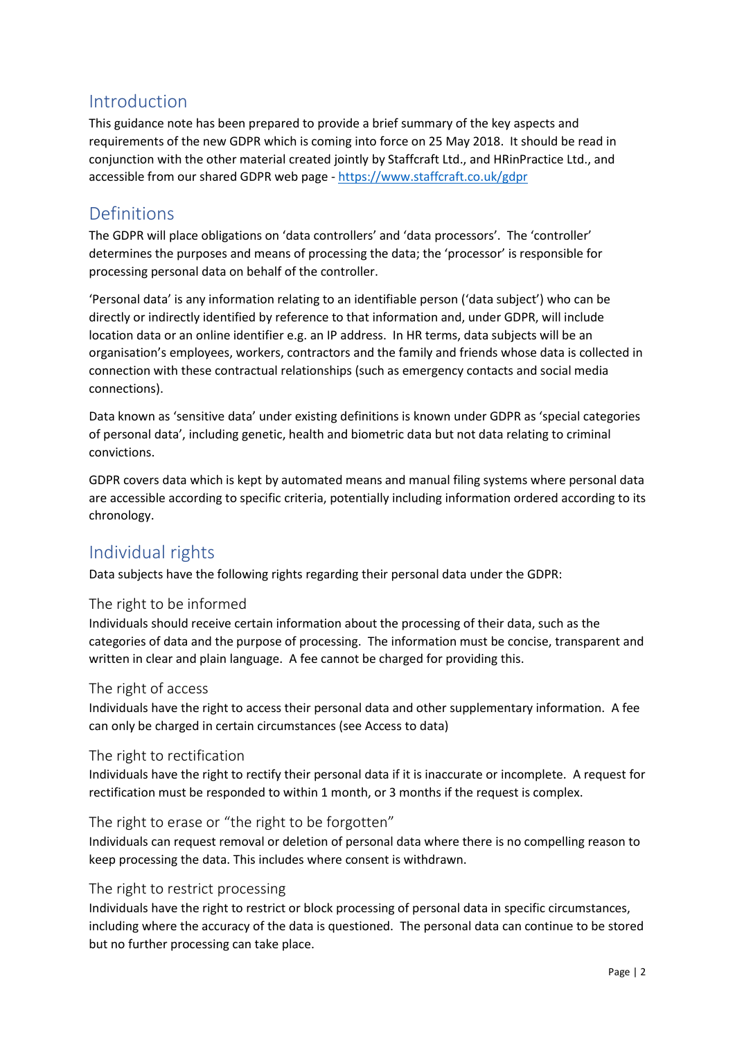## Introduction

This guidance note has been prepared to provide a brief summary of the key aspects and requirements of the new GDPR which is coming into force on 25 May 2018. It should be read in conjunction with the other material created jointly by Staffcraft Ltd., and HRinPractice Ltd., and accessible from our shared GDPR web page - https://www.staffcraft.co.uk/gdpr

## Definitions

The GDPR will place obligations on 'data controllers' and 'data processors'. The 'controller' determines the purposes and means of processing the data; the 'processor' is responsible for processing personal data on behalf of the controller.

'Personal data' is any information relating to an identifiable person ('data subject') who can be directly or indirectly identified by reference to that information and, under GDPR, will include location data or an online identifier e.g. an IP address. In HR terms, data subjects will be an organisation's employees, workers, contractors and the family and friends whose data is collected in connection with these contractual relationships (such as emergency contacts and social media connections).

Data known as 'sensitive data' under existing definitions is known under GDPR as 'special categories of personal data', including genetic, health and biometric data but not data relating to criminal convictions.

GDPR covers data which is kept by automated means and manual filing systems where personal data are accessible according to specific criteria, potentially including information ordered according to its chronology.

## Individual rights

Data subjects have the following rights regarding their personal data under the GDPR:

### The right to be informed

Individuals should receive certain information about the processing of their data, such as the categories of data and the purpose of processing. The information must be concise, transparent and written in clear and plain language. A fee cannot be charged for providing this.

### The right of access

Individuals have the right to access their personal data and other supplementary information. A fee can only be charged in certain circumstances (see Access to data)

### The right to rectification

Individuals have the right to rectify their personal data if it is inaccurate or incomplete. A request for rectification must be responded to within 1 month, or 3 months if the request is complex.

### The right to erase or "the right to be forgotten"

Individuals can request removal or deletion of personal data where there is no compelling reason to keep processing the data. This includes where consent is withdrawn.

### The right to restrict processing

Individuals have the right to restrict or block processing of personal data in specific circumstances, including where the accuracy of the data is questioned. The personal data can continue to be stored but no further processing can take place.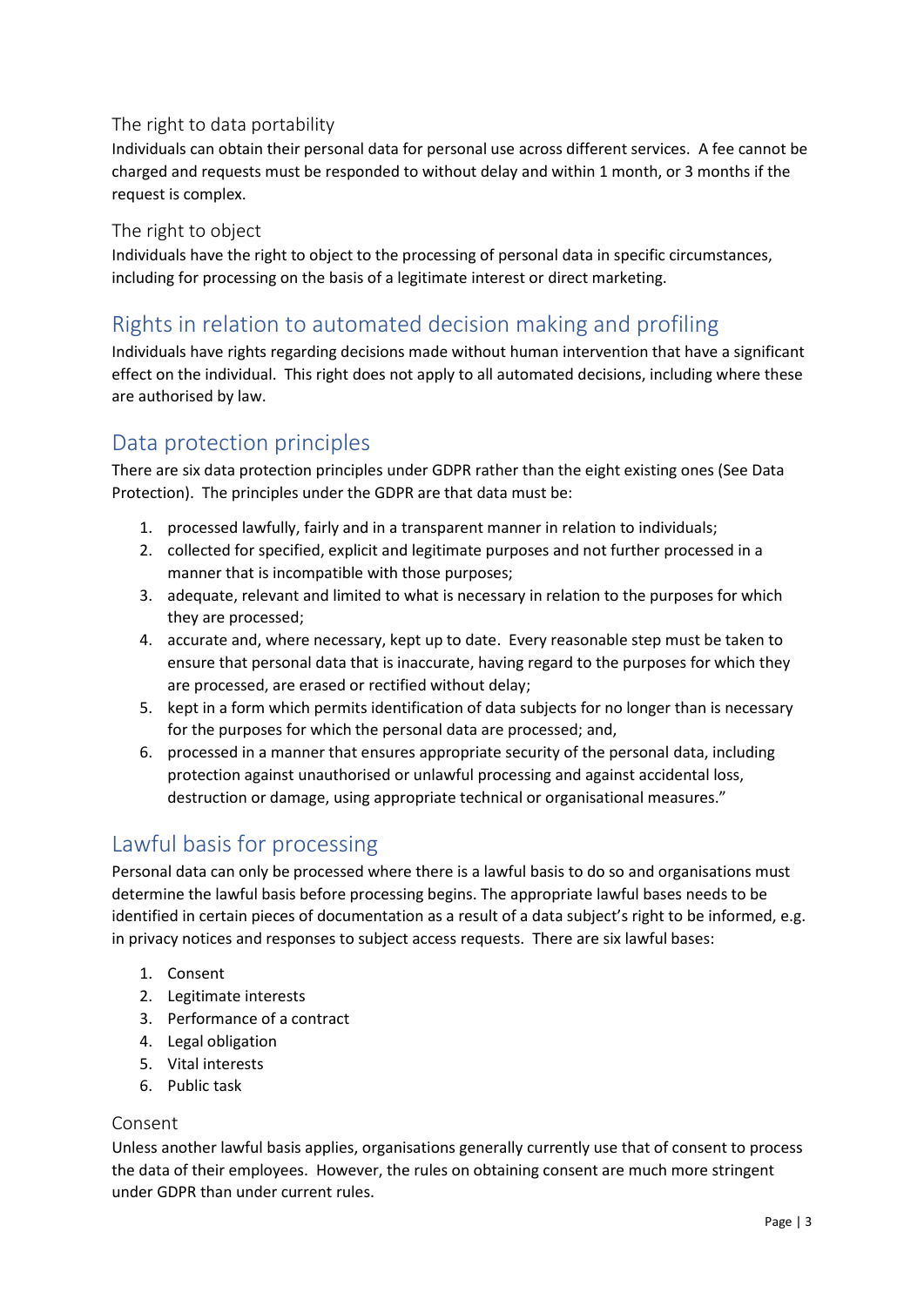### The right to data portability

Individuals can obtain their personal data for personal use across different services. A fee cannot be charged and requests must be responded to without delay and within 1 month, or 3 months if the request is complex.

### The right to object

Individuals have the right to object to the processing of personal data in specific circumstances, including for processing on the basis of a legitimate interest or direct marketing.

## Rights in relation to automated decision making and profiling

Individuals have rights regarding decisions made without human intervention that have a significant effect on the individual. This right does not apply to all automated decisions, including where these are authorised by law.

## Data protection principles

There are six data protection principles under GDPR rather than the eight existing ones (See Data Protection). The principles under the GDPR are that data must be:

1. processed lawfully, fairly and in a transparent manner in relation to individuals;
2. collected for specified, explicit and legitimate purposes and not further processed in a manner that is incompatible with those purposes;
3. adequate, relevant and limited to what is necessary in relation to the purposes for which they are processed;
4. accurate and, where necessary, kept up to date. Every reasonable step must be taken to ensure that personal data that is inaccurate, having regard to the purposes for which they are processed, are erased or rectified without delay;
5. kept in a form which permits identification of data subjects for no longer than is necessary for the purposes for which the personal data are processed; and,
6. processed in a manner that ensures appropriate security of the personal data, including protection against unauthorised or unlawful processing and against accidental loss, destruction or damage, using appropriate technical or organisational measures."

## Lawful basis for processing

Personal data can only be processed where there is a lawful basis to do so and organisations must determine the lawful basis before processing begins. The appropriate lawful bases needs to be identified in certain pieces of documentation as a result of a data subject's right to be informed, e.g. in privacy notices and responses to subject access requests. There are six lawful bases:

1. Consent
2. Legitimate interests
3. Performance of a contract
4. Legal obligation
5. Vital interests
6. Public task

### Consent

Unless another lawful basis applies, organisations generally currently use that of consent to process the data of their employees. However, the rules on obtaining consent are much more stringent under GDPR than under current rules.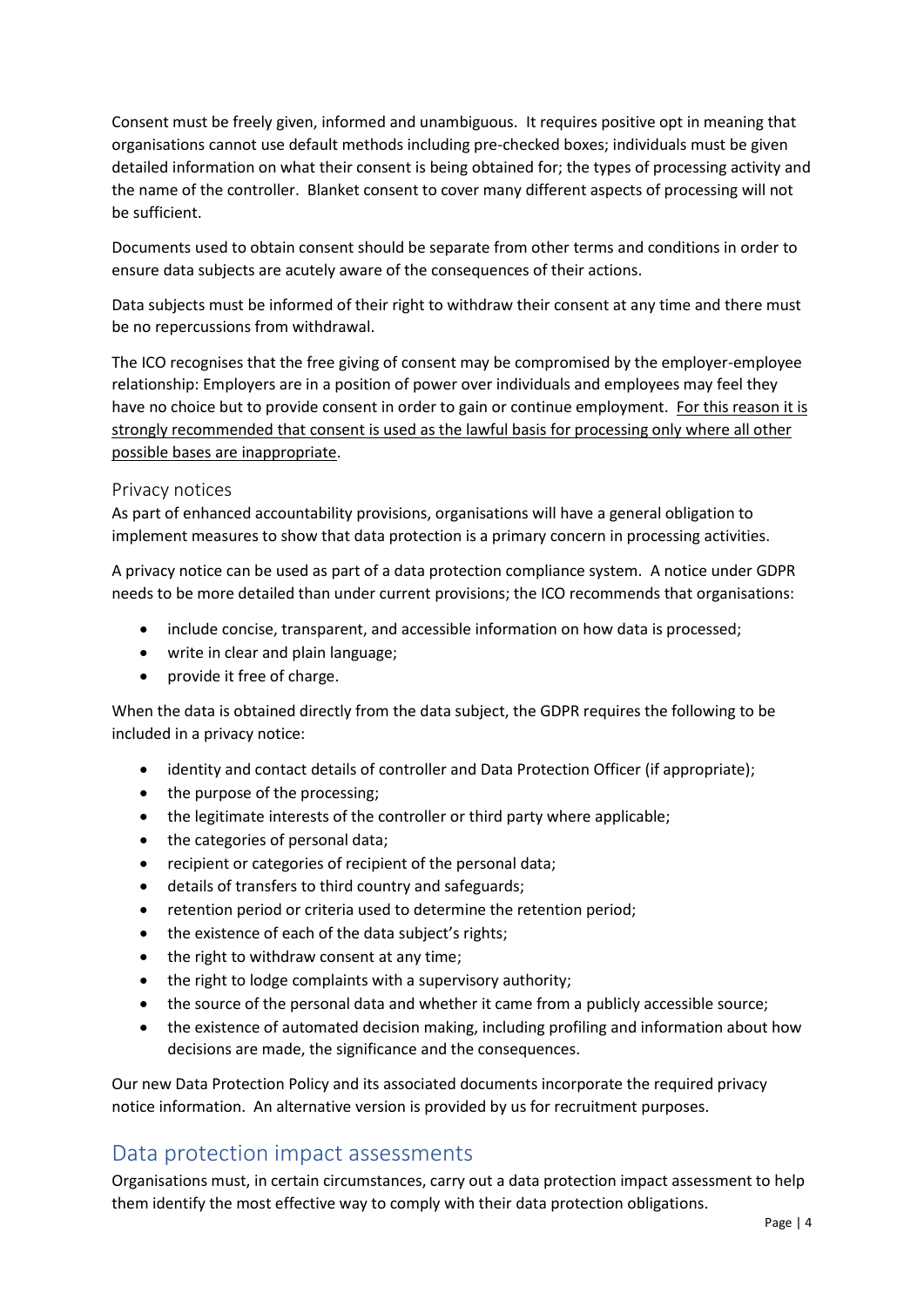Consent must be freely given, informed and unambiguous. It requires positive opt in meaning that organisations cannot use default methods including pre-checked boxes; individuals must be given detailed information on what their consent is being obtained for; the types of processing activity and the name of the controller. Blanket consent to cover many different aspects of processing will not be sufficient.

Documents used to obtain consent should be separate from other terms and conditions in order to ensure data subjects are acutely aware of the consequences of their actions.

Data subjects must be informed of their right to withdraw their consent at any time and there must be no repercussions from withdrawal.

The ICO recognises that the free giving of consent may be compromised by the employer-employee relationship: Employers are in a position of power over individuals and employees may feel they have no choice but to provide consent in order to gain or continue employment. <u>For this reason it is strongly recommended that consent is used as the lawful basis for processing only where all other possible bases are inappropriate</u>.

### Privacy notices

As part of enhanced accountability provisions, organisations will have a general obligation to implement measures to show that data protection is a primary concern in processing activities.

A privacy notice can be used as part of a data protection compliance system. A notice under GDPR needs to be more detailed than under current provisions; the ICO recommends that organisations:

- include concise, transparent, and accessible information on how data is processed;
- write in clear and plain language;
- provide it free of charge.

When the data is obtained directly from the data subject, the GDPR requires the following to be included in a privacy notice:

- identity and contact details of controller and Data Protection Officer (if appropriate);
- the purpose of the processing;
- the legitimate interests of the controller or third party where applicable;
- the categories of personal data;
- recipient or categories of recipient of the personal data;
- details of transfers to third country and safeguards;
- retention period or criteria used to determine the retention period;
- the existence of each of the data subject's rights;
- the right to withdraw consent at any time;
- the right to lodge complaints with a supervisory authority;
- the source of the personal data and whether it came from a publicly accessible source;
- the existence of automated decision making, including profiling and information about how decisions are made, the significance and the consequences.

Our new Data Protection Policy and its associated documents incorporate the required privacy notice information. An alternative version is provided by us for recruitment purposes.

## Data protection impact assessments

Organisations must, in certain circumstances, carry out a data protection impact assessment to help them identify the most effective way to comply with their data protection obligations.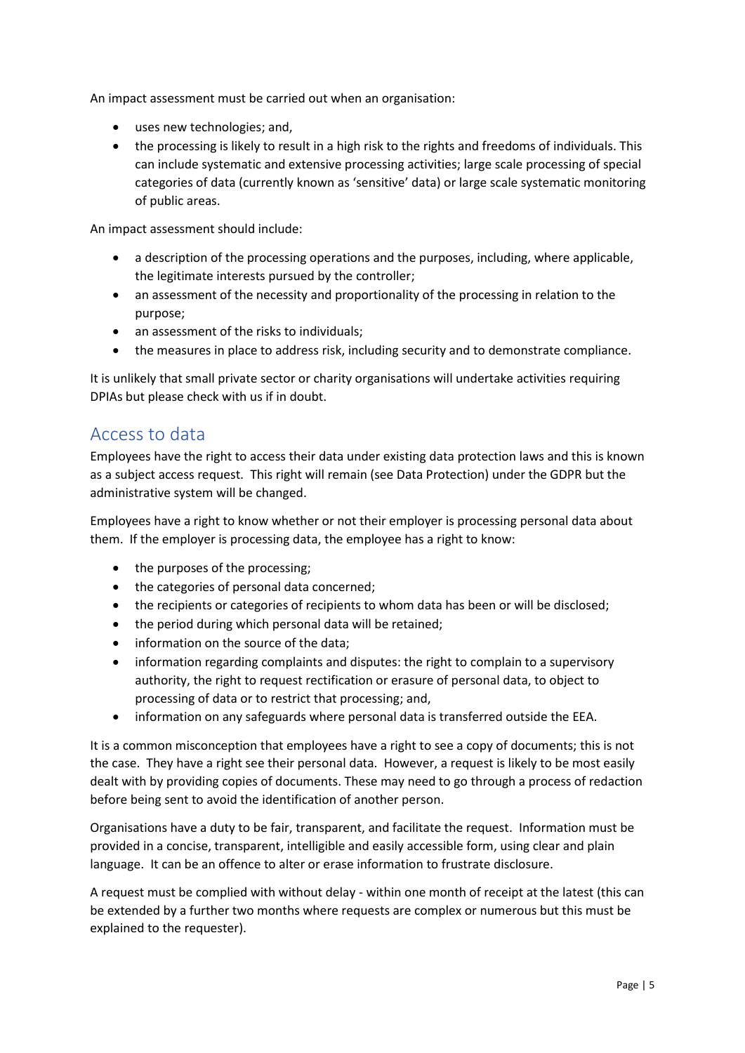An impact assessment must be carried out when an organisation:

- uses new technologies; and,
- the processing is likely to result in a high risk to the rights and freedoms of individuals. This can include systematic and extensive processing activities; large scale processing of special categories of data (currently known as 'sensitive' data) or large scale systematic monitoring of public areas.

An impact assessment should include:

- a description of the processing operations and the purposes, including, where applicable, the legitimate interests pursued by the controller;
- an assessment of the necessity and proportionality of the processing in relation to the purpose;
- an assessment of the risks to individuals;
- the measures in place to address risk, including security and to demonstrate compliance.

It is unlikely that small private sector or charity organisations will undertake activities requiring DPIAs but please check with us if in doubt.

## Access to data

Employees have the right to access their data under existing data protection laws and this is known as a subject access request. This right will remain (see Data Protection) under the GDPR but the administrative system will be changed.

Employees have a right to know whether or not their employer is processing personal data about them. If the employer is processing data, the employee has a right to know:

- the purposes of the processing;
- the categories of personal data concerned;
- the recipients or categories of recipients to whom data has been or will be disclosed;
- the period during which personal data will be retained;
- information on the source of the data;
- information regarding complaints and disputes: the right to complain to a supervisory authority, the right to request rectification or erasure of personal data, to object to processing of data or to restrict that processing; and,
- information on any safeguards where personal data is transferred outside the EEA.

It is a common misconception that employees have a right to see a copy of documents; this is not the case. They have a right see their personal data. However, a request is likely to be most easily dealt with by providing copies of documents. These may need to go through a process of redaction before being sent to avoid the identification of another person.

Organisations have a duty to be fair, transparent, and facilitate the request. Information must be provided in a concise, transparent, intelligible and easily accessible form, using clear and plain language. It can be an offence to alter or erase information to frustrate disclosure.

A request must be complied with without delay - within one month of receipt at the latest (this can be extended by a further two months where requests are complex or numerous but this must be explained to the requester).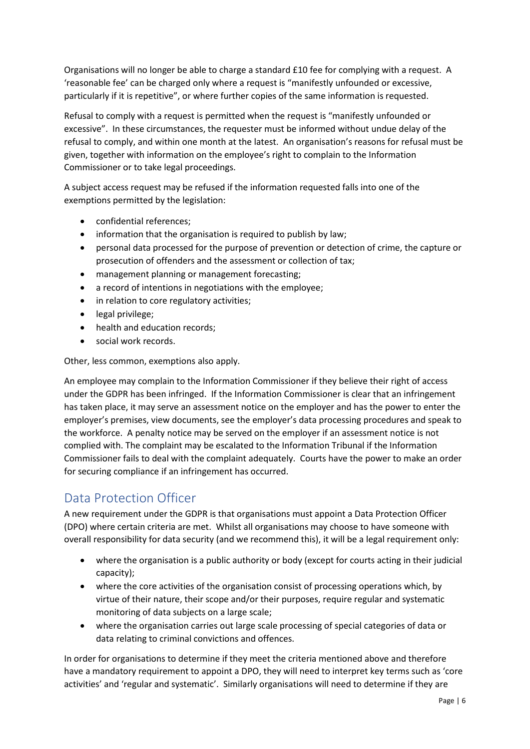Organisations will no longer be able to charge a standard £10 fee for complying with a request. A 'reasonable fee' can be charged only where a request is "manifestly unfounded or excessive, particularly if it is repetitive", or where further copies of the same information is requested.

Refusal to comply with a request is permitted when the request is "manifestly unfounded or excessive". In these circumstances, the requester must be informed without undue delay of the refusal to comply, and within one month at the latest. An organisation's reasons for refusal must be given, together with information on the employee's right to complain to the Information Commissioner or to take legal proceedings.

A subject access request may be refused if the information requested falls into one of the exemptions permitted by the legislation:

- confidential references;
- information that the organisation is required to publish by law;
- personal data processed for the purpose of prevention or detection of crime, the capture or prosecution of offenders and the assessment or collection of tax;
- management planning or management forecasting;
- a record of intentions in negotiations with the employee;
- in relation to core regulatory activities;
- legal privilege;
- health and education records;
- social work records.

Other, less common, exemptions also apply.

An employee may complain to the Information Commissioner if they believe their right of access under the GDPR has been infringed. If the Information Commissioner is clear that an infringement has taken place, it may serve an assessment notice on the employer and has the power to enter the employer's premises, view documents, see the employer's data processing procedures and speak to the workforce. A penalty notice may be served on the employer if an assessment notice is not complied with. The complaint may be escalated to the Information Tribunal if the Information Commissioner fails to deal with the complaint adequately. Courts have the power to make an order for securing compliance if an infringement has occurred.

## Data Protection Officer

A new requirement under the GDPR is that organisations must appoint a Data Protection Officer (DPO) where certain criteria are met. Whilst all organisations may choose to have someone with overall responsibility for data security (and we recommend this), it will be a legal requirement only:

- where the organisation is a public authority or body (except for courts acting in their judicial capacity);
- where the core activities of the organisation consist of processing operations which, by virtue of their nature, their scope and/or their purposes, require regular and systematic monitoring of data subjects on a large scale;
- where the organisation carries out large scale processing of special categories of data or data relating to criminal convictions and offences.

In order for organisations to determine if they meet the criteria mentioned above and therefore have a mandatory requirement to appoint a DPO, they will need to interpret key terms such as 'core activities' and 'regular and systematic'. Similarly organisations will need to determine if they are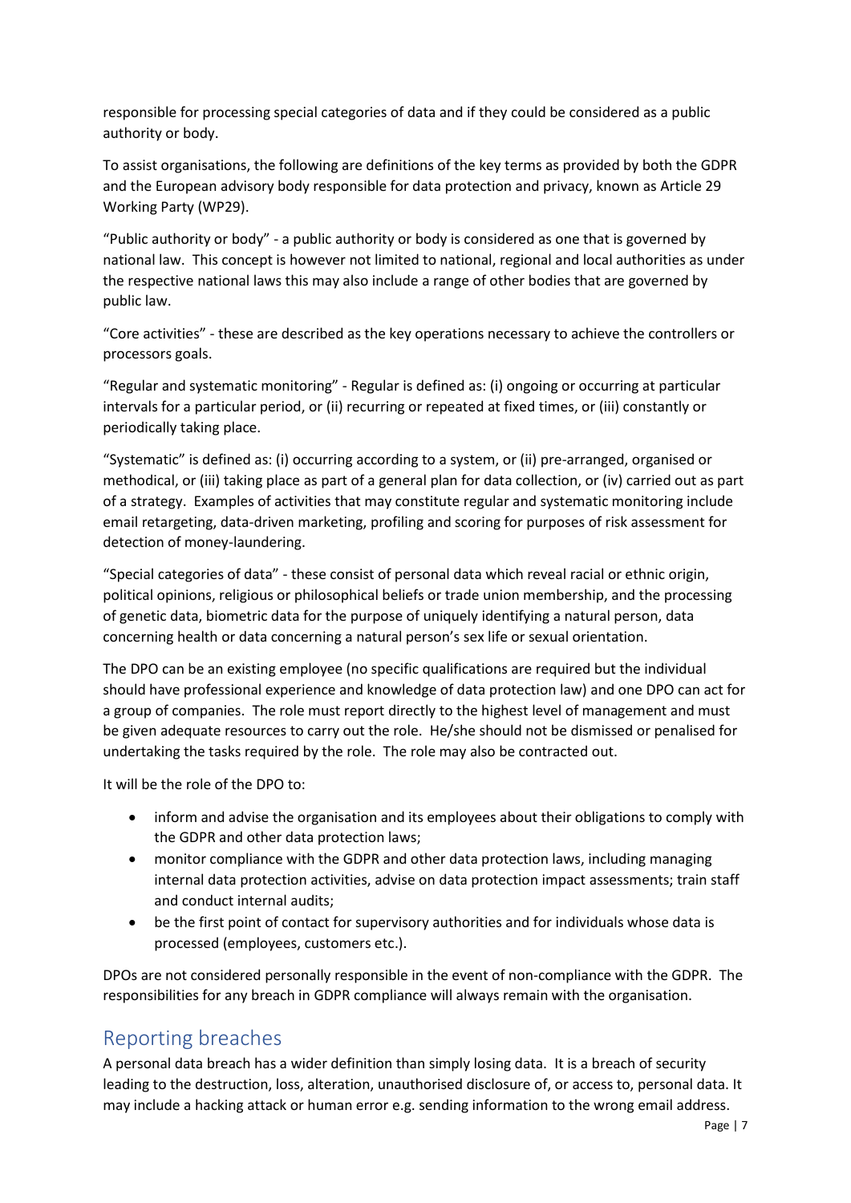responsible for processing special categories of data and if they could be considered as a public authority or body.

To assist organisations, the following are definitions of the key terms as provided by both the GDPR and the European advisory body responsible for data protection and privacy, known as Article 29 Working Party (WP29).

"Public authority or body" - a public authority or body is considered as one that is governed by national law. This concept is however not limited to national, regional and local authorities as under the respective national laws this may also include a range of other bodies that are governed by public law.

"Core activities" - these are described as the key operations necessary to achieve the controllers or processors goals.

"Regular and systematic monitoring" - Regular is defined as: (i) ongoing or occurring at particular intervals for a particular period, or (ii) recurring or repeated at fixed times, or (iii) constantly or periodically taking place.

"Systematic" is defined as: (i) occurring according to a system, or (ii) pre-arranged, organised or methodical, or (iii) taking place as part of a general plan for data collection, or (iv) carried out as part of a strategy. Examples of activities that may constitute regular and systematic monitoring include email retargeting, data-driven marketing, profiling and scoring for purposes of risk assessment for detection of money-laundering.

"Special categories of data" - these consist of personal data which reveal racial or ethnic origin, political opinions, religious or philosophical beliefs or trade union membership, and the processing of genetic data, biometric data for the purpose of uniquely identifying a natural person, data concerning health or data concerning a natural person's sex life or sexual orientation.

The DPO can be an existing employee (no specific qualifications are required but the individual should have professional experience and knowledge of data protection law) and one DPO can act for a group of companies. The role must report directly to the highest level of management and must be given adequate resources to carry out the role. He/she should not be dismissed or penalised for undertaking the tasks required by the role. The role may also be contracted out.

It will be the role of the DPO to:

- inform and advise the organisation and its employees about their obligations to comply with the GDPR and other data protection laws;
- monitor compliance with the GDPR and other data protection laws, including managing internal data protection activities, advise on data protection impact assessments; train staff and conduct internal audits;
- be the first point of contact for supervisory authorities and for individuals whose data is processed (employees, customers etc.).

DPOs are not considered personally responsible in the event of non-compliance with the GDPR. The responsibilities for any breach in GDPR compliance will always remain with the organisation.

## Reporting breaches

A personal data breach has a wider definition than simply losing data. It is a breach of security leading to the destruction, loss, alteration, unauthorised disclosure of, or access to, personal data. It may include a hacking attack or human error e.g. sending information to the wrong email address.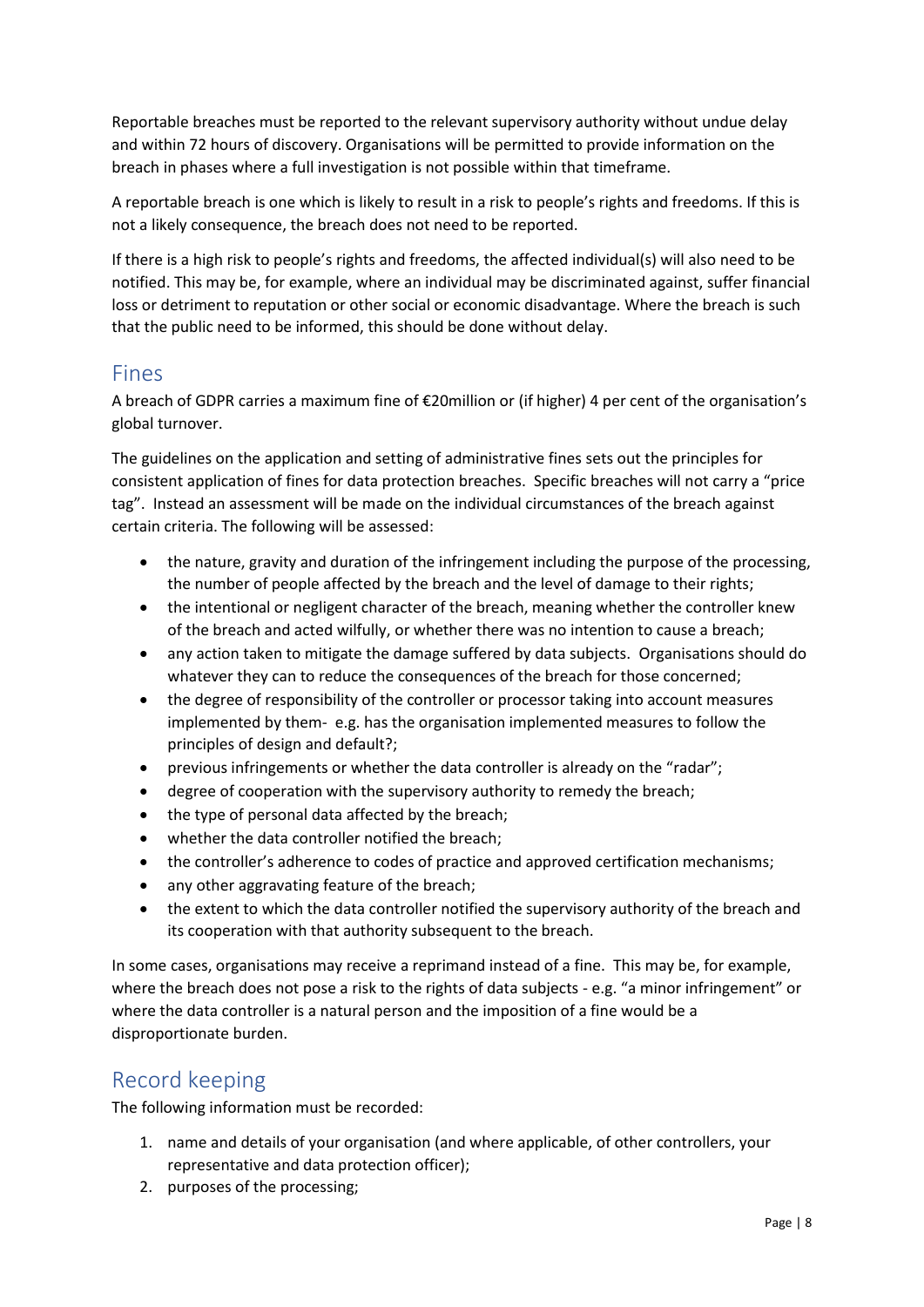Reportable breaches must be reported to the relevant supervisory authority without undue delay and within 72 hours of discovery. Organisations will be permitted to provide information on the breach in phases where a full investigation is not possible within that timeframe.

A reportable breach is one which is likely to result in a risk to people's rights and freedoms. If this is not a likely consequence, the breach does not need to be reported.

If there is a high risk to people's rights and freedoms, the affected individual(s) will also need to be notified. This may be, for example, where an individual may be discriminated against, suffer financial loss or detriment to reputation or other social or economic disadvantage. Where the breach is such that the public need to be informed, this should be done without delay.

## Fines

A breach of GDPR carries a maximum fine of €20million or (if higher) 4 per cent of the organisation's global turnover.

The guidelines on the application and setting of administrative fines sets out the principles for consistent application of fines for data protection breaches. Specific breaches will not carry a "price tag". Instead an assessment will be made on the individual circumstances of the breach against certain criteria. The following will be assessed:

- the nature, gravity and duration of the infringement including the purpose of the processing, the number of people affected by the breach and the level of damage to their rights;
- the intentional or negligent character of the breach, meaning whether the controller knew of the breach and acted wilfully, or whether there was no intention to cause a breach;
- any action taken to mitigate the damage suffered by data subjects. Organisations should do whatever they can to reduce the consequences of the breach for those concerned;
- the degree of responsibility of the controller or processor taking into account measures implemented by them- e.g. has the organisation implemented measures to follow the principles of design and default?;
- previous infringements or whether the data controller is already on the "radar";
- degree of cooperation with the supervisory authority to remedy the breach;
- the type of personal data affected by the breach;
- whether the data controller notified the breach;
- the controller's adherence to codes of practice and approved certification mechanisms;
- any other aggravating feature of the breach;
- the extent to which the data controller notified the supervisory authority of the breach and its cooperation with that authority subsequent to the breach.

In some cases, organisations may receive a reprimand instead of a fine. This may be, for example, where the breach does not pose a risk to the rights of data subjects - e.g. "a minor infringement" or where the data controller is a natural person and the imposition of a fine would be a disproportionate burden.

## Record keeping

The following information must be recorded:

1. name and details of your organisation (and where applicable, of other controllers, your representative and data protection officer);
2. purposes of the processing;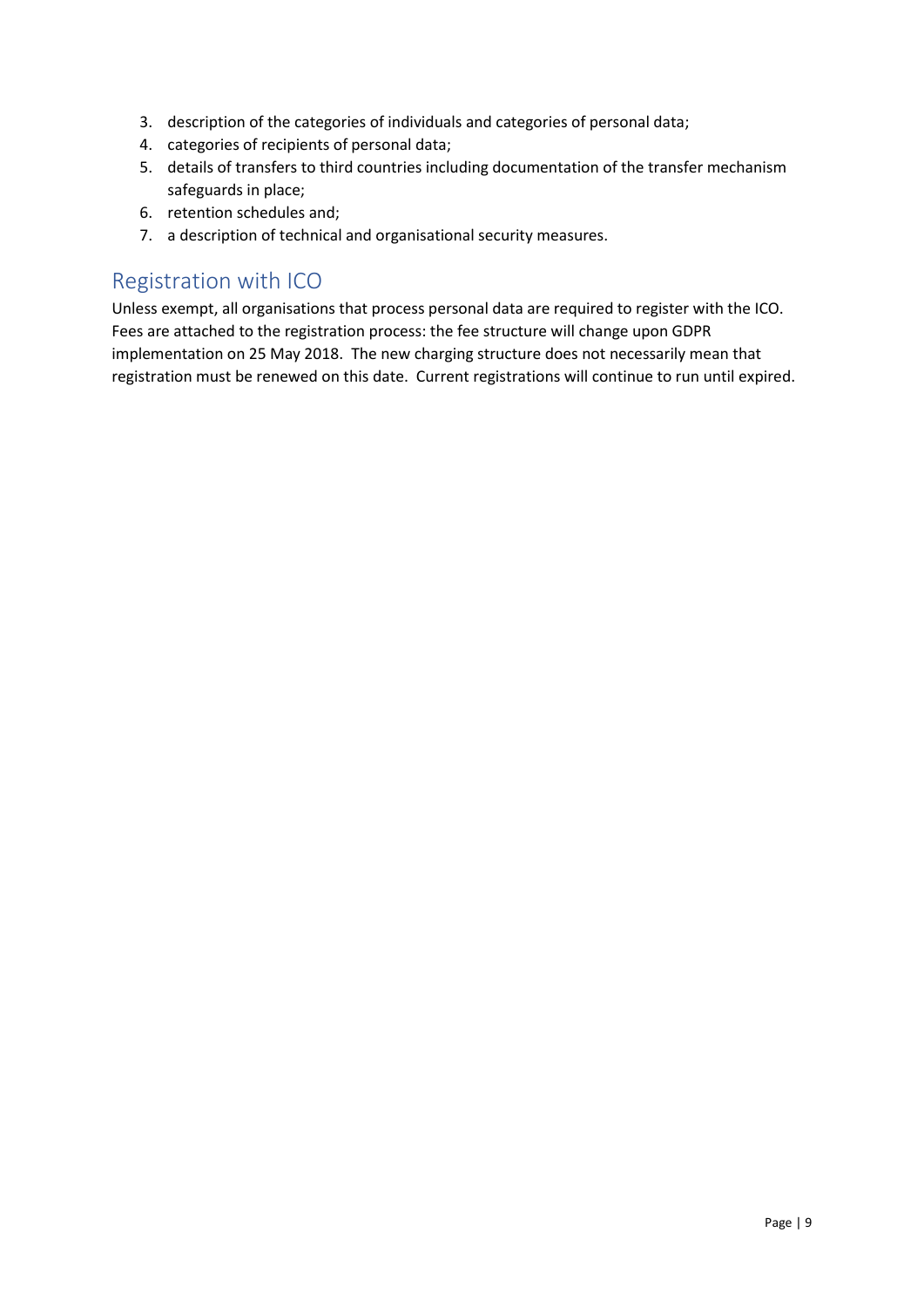3. description of the categories of individuals and categories of personal data;
4. categories of recipients of personal data;
5. details of transfers to third countries including documentation of the transfer mechanism safeguards in place;
6. retention schedules and;
7. a description of technical and organisational security measures.

## Registration with ICO

Unless exempt, all organisations that process personal data are required to register with the ICO. Fees are attached to the registration process: the fee structure will change upon GDPR implementation on 25 May 2018. The new charging structure does not necessarily mean that registration must be renewed on this date. Current registrations will continue to run until expired.